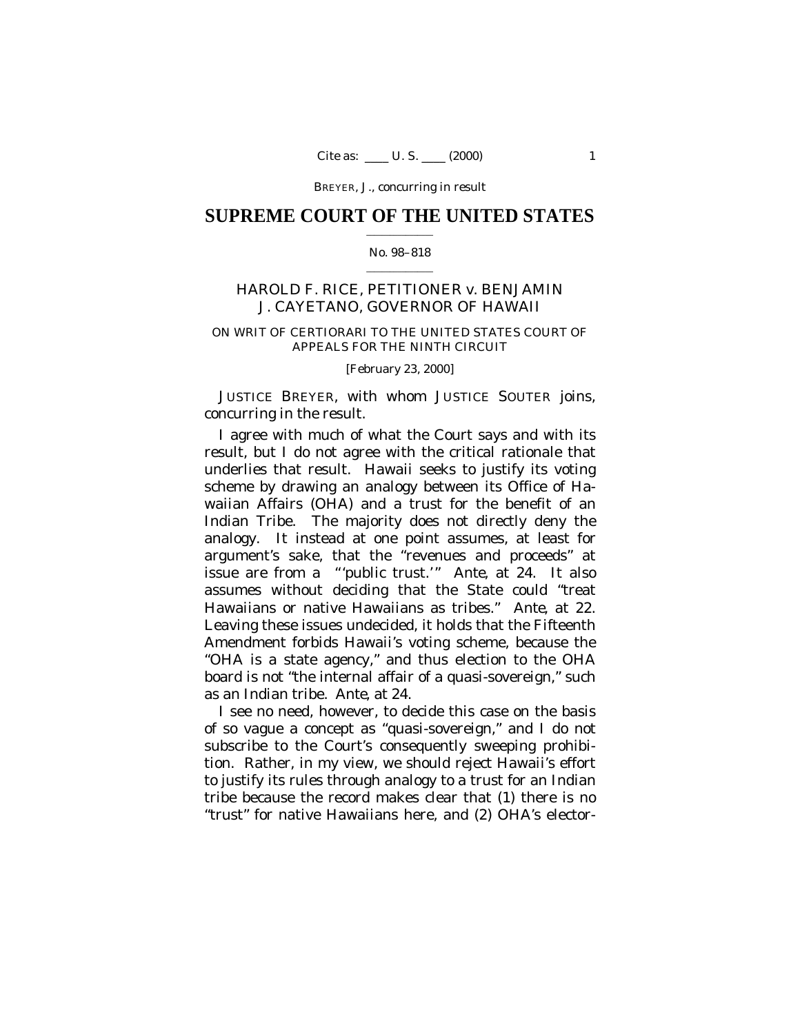# SUPREME COURT OF THE UNITED STATES

No. 98–818

HAROLD F. RICE, PETITIONER *v.* BENJAMIN J. CAYETANO, GOVERNOR OF HAWAII

ON WRIT OF CERTIORARI TO THE UNITED STATES COURT OF APPEALS FOR THE NINTH CIRCUIT

[February 23, 2000]

JUSTICE BREYER, with whom JUSTICE SOUTER joins, concurring in the result.

I agree with much of what the Court says and with its result, but I do not agree with the critical rationale that underlies that result. Hawaii seeks to justify its voting scheme by drawing an analogy between its Office of Hawaiian Affairs (OHA) and a trust for the benefit of an Indian Tribe. The majority does not directly deny the analogy. It instead at one point assumes, at least for argument's sake, that the "revenues and proceeds" at issue are from a "'public trust.'" *Ante*, at 24. It also assumes without deciding that the State could "treat Hawaiians or native Hawaiians as tribes." *Ante*, at 22. Leaving these issues undecided, it holds that the Fifteenth Amendment forbids Hawaii's voting scheme, because the "OHA is a state agency," and thus election to the OHA board is not "the internal affair of a quasi-sovereign," such as an Indian tribe. *Ante*, at 24.

I see no need, however, to decide this case on the basis of so vague a concept as "quasi-sovereign," and I do not subscribe to the Court's consequently sweeping prohibition. Rather, in my view, we should reject Hawaii's effort to justify its rules through analogy to a trust for an Indian tribe because the record makes clear that (1) there is no "trust" for native Hawaiians here, and (2) OHA's elector-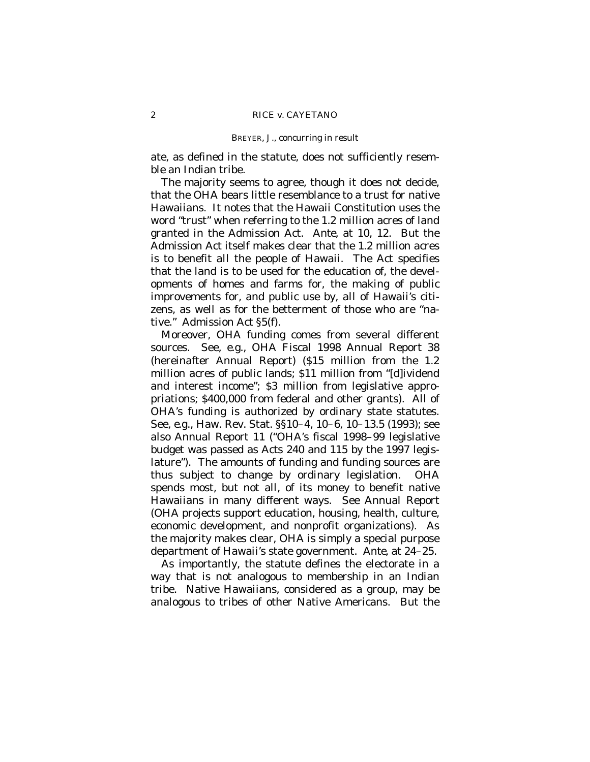ate, as defined in the statute, does not sufficiently resemble an Indian tribe.

The majority seems to agree, though it does not decide, that the OHA bears little resemblance to a trust for native Hawaiians. It notes that the Hawaii Constitution uses the word "trust" when referring to the 1.2 million acres of land granted in the Admission Act. *Ante,* at 10, 12. But the Admission Act itself makes clear that the 1.2 million acres is to benefit all the people of Hawaii. The Act specifies that the land is to be used for the education of, the developments of homes and farms for, the making of public improvements for, and public use by, all of Hawaii's citizens, as well as for the betterment of those who are "native." Admission Act §5(f).

Moreover, OHA funding comes from several different sources. See, *e.g.,* OHA Fiscal 1998 Annual Report 38 (hereinafter Annual Report) ($15 million from the 1.2 million acres of public lands; $11 million from "[d]ividend and interest income"; $3 million from legislative appropriations; $400,000 from federal and other grants). All of OHA's funding is authorized by ordinary state statutes. See, *e.g.,* Haw. Rev. Stat. §§10–4, 10–6, 10–13.5 (1993); see also Annual Report 11 ("OHA's fiscal 1998–99 legislative budget was passed as Acts 240 and 115 by the 1997 legislature"). The amounts of funding and funding sources are thus subject to change by ordinary legislation. OHA spends most, but not all, of its money to benefit native Hawaiians in many different ways. See Annual Report (OHA projects support education, housing, health, culture, economic development, and nonprofit organizations). As the majority makes clear, OHA is simply a special purpose department of Hawaii's state government. *Ante,* at 24–25.

As importantly, the statute defines the electorate in a way that is not analogous to membership in an Indian tribe. Native Hawaiians, considered as a group, may be analogous to tribes of other Native Americans. But the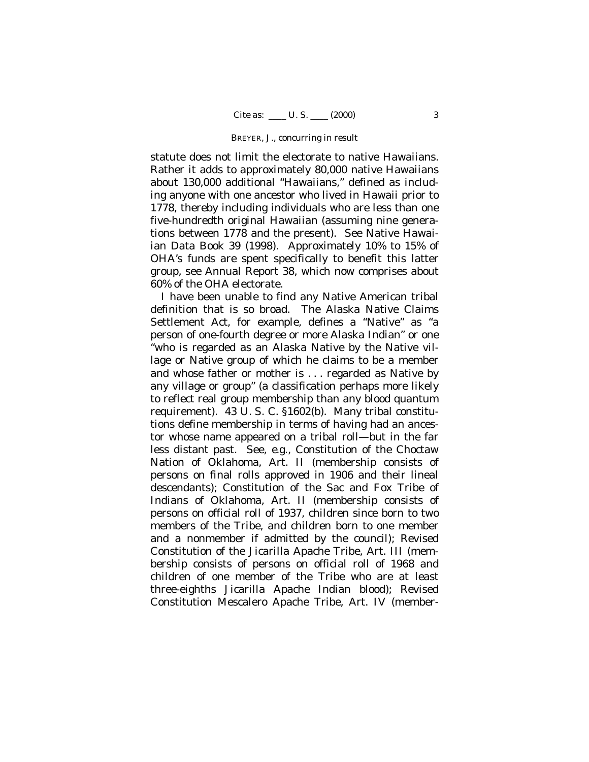statute does not limit the electorate to native Hawaiians. Rather it adds to approximately 80,000 native Hawaiians about 130,000 additional "Hawaiians," defined as including anyone with one ancestor who lived in Hawaii prior to 1778, thereby including individuals who are less than one five-hundredth original Hawaiian (assuming nine generations between 1778 and the present). See Native Hawaiian Data Book 39 (1998). Approximately 10% to 15% of OHA's funds are spent specifically to benefit this latter group, see Annual Report 38, which now comprises about 60% of the OHA electorate.

I have been unable to find any Native American tribal definition that is so broad. The Alaska Native Claims Settlement Act, for example, defines a "Native" as "a person of one-fourth degree or more Alaska Indian" or one "who is regarded as an Alaska Native by the Native village or Native group of which he claims to be a member and whose father or mother is . . . regarded as Native by any village or group" (a classification perhaps more likely to reflect real group membership than any blood quantum requirement). 43 U. S. C. §1602(b). Many tribal constitutions define membership in terms of having had an ancestor whose name appeared on a tribal roll—but in the far less distant past. See, *e.g.*, Constitution of the Choctaw Nation of Oklahoma, Art. II (membership consists of persons on final rolls approved in 1906 and their lineal descendants); Constitution of the Sac and Fox Tribe of Indians of Oklahoma, Art. II (membership consists of persons on official roll of 1937, children since born to two members of the Tribe, and children born to one member and a nonmember if admitted by the council); Revised Constitution of the Jicarilla Apache Tribe, Art. III (membership consists of persons on official roll of 1968 and children of one member of the Tribe who are at least three-eighths Jicarilla Apache Indian blood); Revised Constitution Mescalero Apache Tribe, Art. IV (member-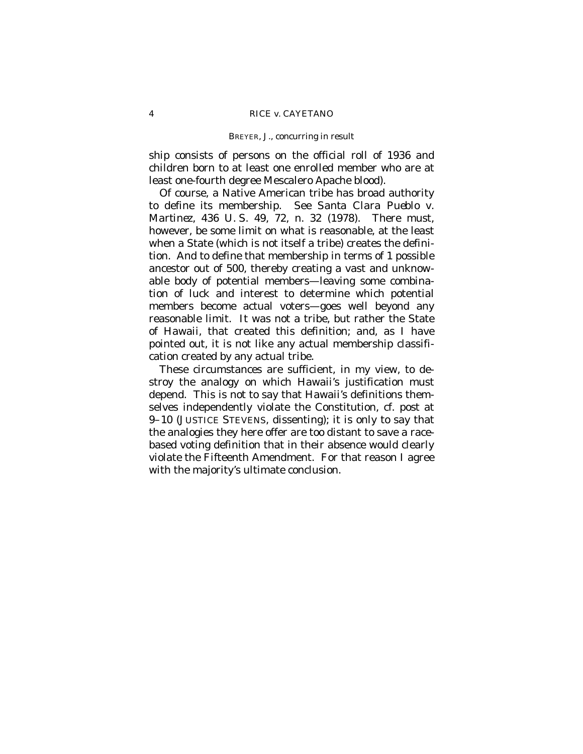ship consists of persons on the official roll of 1936 and children born to at least one enrolled member who are at least one-fourth degree Mescalero Apache blood).

Of course, a Native American tribe has broad authority to define its membership. See *Santa Clara Pueblo* v. *Martinez*, 436 U. S. 49, 72, n. 32 (1978). There must, however, be some limit on what is reasonable, at the least when a State (which is not itself a tribe) creates the definition. And to define that membership in terms of 1 possible ancestor out of 500, thereby creating a vast and unknowable body of potential members—leaving some combination of luck and interest to determine which potential members become actual voters—goes well beyond any reasonable limit. It was not a tribe, but rather the State of Hawaii, that created this definition; and, as I have pointed out, it is not like any actual membership classification created by any actual tribe.

These circumstances are sufficient, in my view, to destroy the analogy on which Hawaii's justification must depend. This is not to say that Hawaii's definitions themselves independently violate the Constitution, cf. *post* at 9–10 (JUSTICE STEVENS, dissenting); it is only to say that the analogies they here offer are too distant to save a race-based voting definition that in their absence would clearly violate the Fifteenth Amendment. For that reason I agree with the majority's ultimate conclusion.